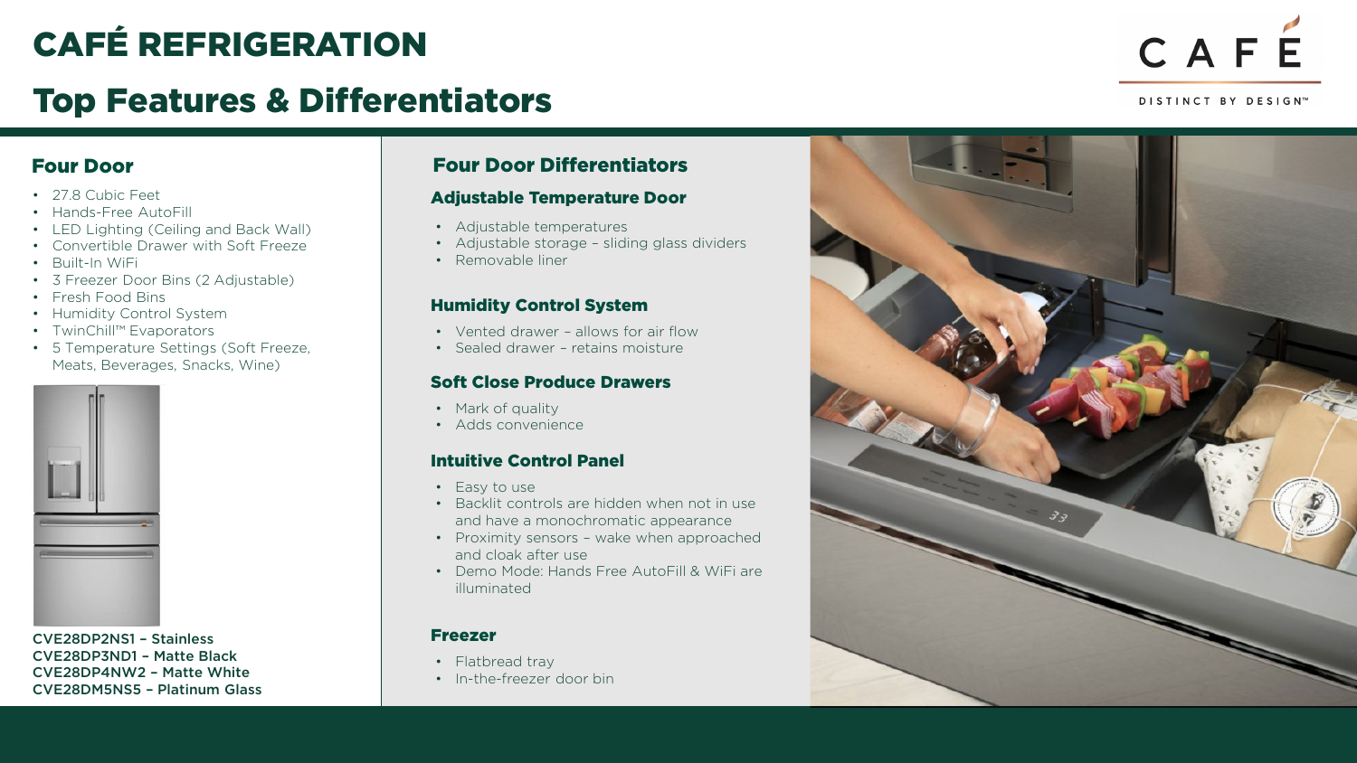# CAFÉ REFRIGERATION

## Top Features & Differentiators

CAFÉ

DISTINCT BY DESIGN™

### Four Door

- 27.8 Cubic Feet
- Hands-Free AutoFill
- LED Lighting (Ceiling and Back Wall)
- Convertible Drawer with Soft Freeze
- Built-In WiFi
- 3 Freezer Door Bins (2 Adjustable)
- Fresh Food Bins
- Humidity Control System
- TwinChill™ Evaporators
- 5 Temperature Settings (Soft Freeze, Meats, Beverages, Snacks, Wine)

**CVE28DP2NS1 – Stainless**
**CVE28DP3ND1 – Matte Black**
**CVE28DP4NW2 – Matte White**
**CVE28DM5NS5 – Platinum Glass**

### Four Door Differentiators

#### Adjustable Temperature Door

- Adjustable temperatures
- Adjustable storage – sliding glass dividers
- Removable liner

#### Humidity Control System

- Vented drawer – allows for air flow
- Sealed drawer – retains moisture

#### Soft Close Produce Drawers

- Mark of quality
- Adds convenience

#### Intuitive Control Panel

- Easy to use
- Backlit controls are hidden when not in use and have a monochromatic appearance
- Proximity sensors – wake when approached and cloak after use
- Demo Mode: Hands Free AutoFill & WiFi are illuminated

#### Freezer

- Flatbread tray
- In-the-freezer door bin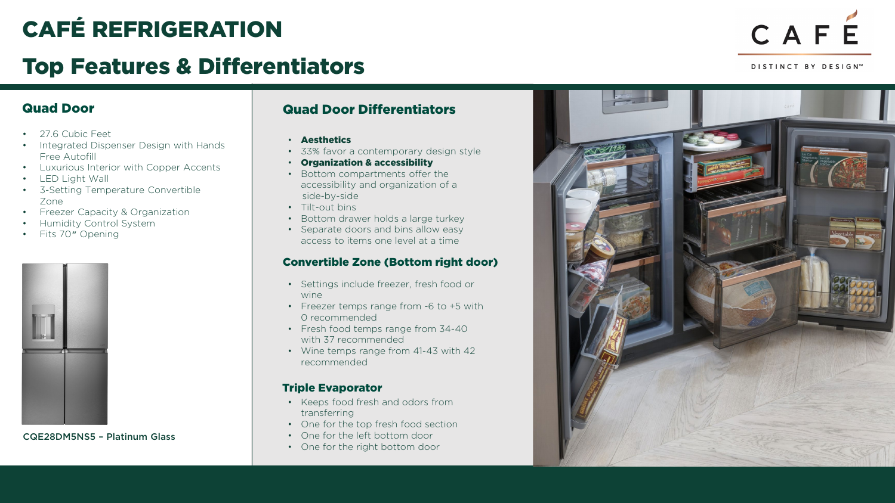# CAFÉ REFRIGERATION

## Top Features & Differentiators

CAFÉ
DISTINCT BY DESIGN™

### Quad Door

- 27.6 Cubic Feet
- Integrated Dispenser Design with Hands Free Autofill
- Luxurious Interior with Copper Accents
- LED Light Wall
- 3-Setting Temperature Convertible Zone
- Freezer Capacity & Organization
- Humidity Control System
- Fits 70" Opening

CQE28DM5NS5 – Platinum Glass

### Quad Door Differentiators

- **Aesthetics**
- 33% favor a contemporary design style
- **Organization & accessibility**
- Bottom compartments offer the accessibility and organization of a side-by-side
- Tilt-out bins
- Bottom drawer holds a large turkey
- Separate doors and bins allow easy access to items one level at a time

### Convertible Zone (Bottom right door)

- Settings include freezer, fresh food or wine
- Freezer temps range from -6 to +5 with 0 recommended
- Fresh food temps range from 34-40 with 37 recommended
- Wine temps range from 41-43 with 42 recommended

### Triple Evaporator

- Keeps food fresh and odors from transferring
- One for the top fresh food section
- One for the left bottom door
- One for the right bottom door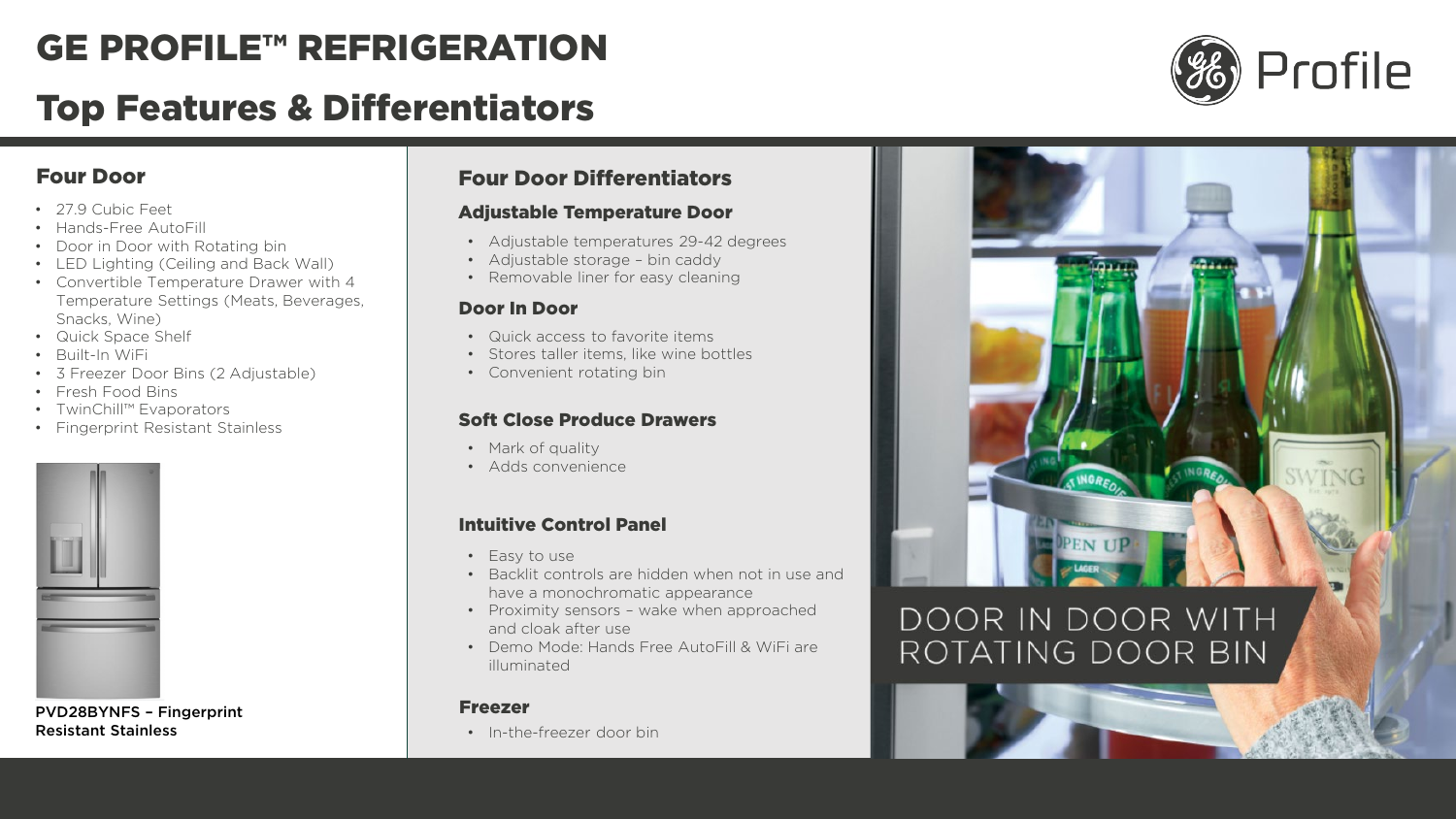# GE PROFILE™ REFRIGERATION

## Top Features & Differentiators

### Four Door

- 27.9 Cubic Feet
- Hands-Free AutoFill
- Door in Door with Rotating bin
- LED Lighting (Ceiling and Back Wall)
- Convertible Temperature Drawer with 4 Temperature Settings (Meats, Beverages, Snacks, Wine)
- Quick Space Shelf
- Built-In WiFi
- 3 Freezer Door Bins (2 Adjustable)
- Fresh Food Bins
- TwinChill™ Evaporators
- Fingerprint Resistant Stainless

**PVD28BYNFS – Fingerprint Resistant Stainless**

### Four Door Differentiators

#### Adjustable Temperature Door

- Adjustable temperatures 29-42 degrees
- Adjustable storage – bin caddy
- Removable liner for easy cleaning

#### Door In Door

- Quick access to favorite items
- Stores taller items, like wine bottles
- Convenient rotating bin

#### Soft Close Produce Drawers

- Mark of quality
- Adds convenience

#### Intuitive Control Panel

- Easy to use
- Backlit controls are hidden when not in use and have a monochromatic appearance
- Proximity sensors – wake when approached and cloak after use
- Demo Mode: Hands Free AutoFill & WiFi are illuminated

#### Freezer

- In-the-freezer door bin

DOOR IN DOOR WITH ROTATING DOOR BIN